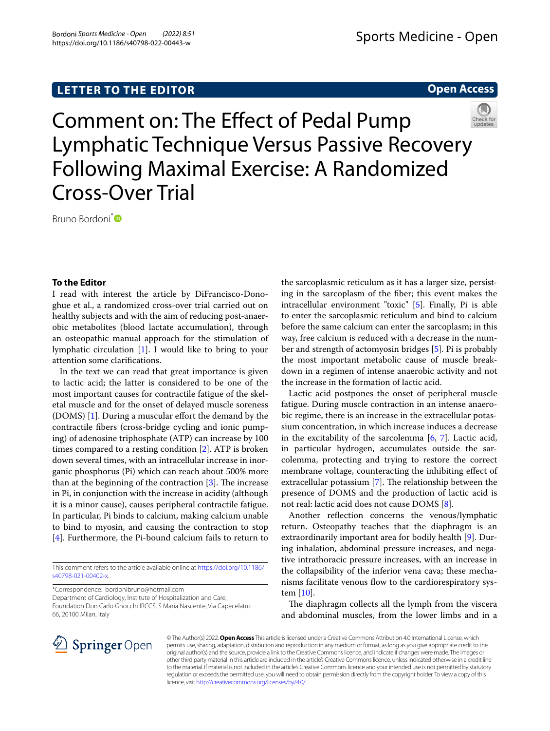LETTER TO THE EDITOR

Open Access

# Comment on: The Effect of Pedal Pump Lymphatic Technique Versus Passive Recovery Following Maximal Exercise: A Randomized Cross-Over Trial

Bruno Bordoni*

## To the Editor

I read with interest the article by DiFrancisco-Donoghue et al., a randomized cross-over trial carried out on healthy subjects and with the aim of reducing post-anaerobic metabolites (blood lactate accumulation), through an osteopathic manual approach for the stimulation of lymphatic circulation [1]. I would like to bring to your attention some clarifications.

In the text we can read that great importance is given to lactic acid; the latter is considered to be one of the most important causes for contractile fatigue of the skeletal muscle and for the onset of delayed muscle soreness (DOMS) [1]. During a muscular effort the demand by the contractile fibers (cross-bridge cycling and ionic pumping) of adenosine triphosphate (ATP) can increase by 100 times compared to a resting condition [2]. ATP is broken down several times, with an intracellular increase in inorganic phosphorus (Pi) which can reach about 500% more than at the beginning of the contraction [3]. The increase in Pi, in conjunction with the increase in acidity (although it is a minor cause), causes peripheral contractile fatigue. In particular, Pi binds to calcium, making calcium unable to bind to myosin, and causing the contraction to stop [4]. Furthermore, the Pi-bound calcium fails to return to the sarcoplasmic reticulum as it has a larger size, persisting in the sarcoplasm of the fiber; this event makes the intracellular environment "toxic" [5]. Finally, Pi is able to enter the sarcoplasmic reticulum and bind to calcium before the same calcium can enter the sarcoplasm; in this way, free calcium is reduced with a decrease in the number and strength of actomyosin bridges [5]. Pi is probably the most important metabolic cause of muscle breakdown in a regimen of intense anaerobic activity and not the increase in the formation of lactic acid.

Lactic acid postpones the onset of peripheral muscle fatigue. During muscle contraction in an intense anaerobic regime, there is an increase in the extracellular potassium concentration, in which increase induces a decrease in the excitability of the sarcolemma [6, 7]. Lactic acid, in particular hydrogen, accumulates outside the sarcolemma, protecting and trying to restore the correct membrane voltage, counteracting the inhibiting effect of extracellular potassium [7]. The relationship between the presence of DOMS and the production of lactic acid is not real: lactic acid does not cause DOMS [8].

Another reflection concerns the venous/lymphatic return. Osteopathy teaches that the diaphragm is an extraordinarily important area for bodily health [9]. During inhalation, abdominal pressure increases, and negative intrathoracic pressure increases, with an increase in the collapsibility of the inferior vena cava; these mechanisms facilitate venous flow to the cardiorespiratory system [10].

The diaphragm collects all the lymph from the viscera and abdominal muscles, from the lower limbs and in a

This comment refers to the article available online at https://doi.org/10.1186/s40798-021-00402-x.

*Correspondence: bordonibruno@hotmail.com
Department of Cardiology, Institute of Hospitalization and Care, Foundation Don Carlo Gnocchi IRCCS, S Maria Nascente, Via Capecelatro 66, 20100 Milan, Italy

© The Author(s) 2022. **Open Access** This article is licensed under a Creative Commons Attribution 4.0 International License, which permits use, sharing, adaptation, distribution and reproduction in any medium or format, as long as you give appropriate credit to the original author(s) and the source, provide a link to the Creative Commons licence, and indicate if changes were made. The images or other third party material in this article are included in the article's Creative Commons licence, unless indicated otherwise in a credit line to the material. If material is not included in the article's Creative Commons licence and your intended use is not permitted by statutory regulation or exceeds the permitted use, you will need to obtain permission directly from the copyright holder. To view a copy of this licence, visit http://creativecommons.org/licenses/by/4.0/.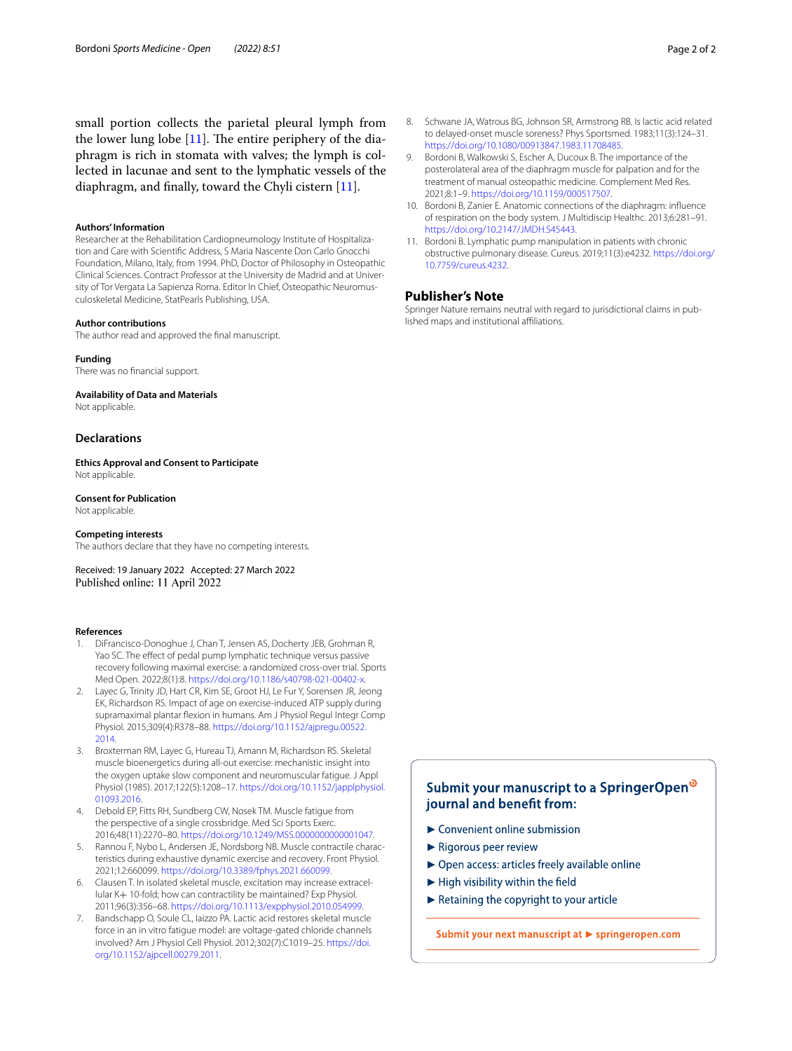small portion collects the parietal pleural lymph from the lower lung lobe [11]. The entire periphery of the diaphragm is rich in stomata with valves; the lymph is collected in lacunae and sent to the lymphatic vessels of the diaphragm, and finally, toward the Chyli cistern [11].

**Authors' Information**
Researcher at the Rehabilitation Cardiopneumology Institute of Hospitalization and Care with Scientific Address, S Maria Nascente Don Carlo Gnocchi Foundation, Milano, Italy, from 1994. PhD, Doctor of Philosophy in Osteopathic Clinical Sciences. Contract Professor at the University de Madrid and at University of Tor Vergata La Sapienza Roma. Editor In Chief, Osteopathic Neuromusculoskeletal Medicine, StatPearls Publishing, USA.

**Author contributions**
The author read and approved the final manuscript.

**Funding**
There was no financial support.

**Availability of Data and Materials**
Not applicable.

## Declarations

**Ethics Approval and Consent to Participate**
Not applicable.

**Consent for Publication**
Not applicable.

**Competing interests**
The authors declare that they have no competing interests.

Received: 19 January 2022 Accepted: 27 March 2022
Published online: 11 April 2022

**References**

1. DiFrancisco-Donoghue J, Chan T, Jensen AS, Docherty JEB, Grohman R, Yao SC. The effect of pedal pump lymphatic technique versus passive recovery following maximal exercise: a randomized cross-over trial. Sports Med Open. 2022;8(1):8. https://doi.org/10.1186/s40798-021-00402-x.
2. Layec G, Trinity JD, Hart CR, Kim SE, Groot HJ, Le Fur Y, Sorensen JR, Jeong EK, Richardson RS. Impact of age on exercise-induced ATP supply during supramaximal plantar flexion in humans. Am J Physiol Regul Integr Comp Physiol. 2015;309(4):R378–88. https://doi.org/10.1152/ajpregu.00522.2014.
3. Broxterman RM, Layec G, Hureau TJ, Amann M, Richardson RS. Skeletal muscle bioenergetics during all-out exercise: mechanistic insight into the oxygen uptake slow component and neuromuscular fatigue. J Appl Physiol (1985). 2017;122(5):1208–17. https://doi.org/10.1152/japplphysiol.01093.2016.
4. Debold EP, Fitts RH, Sundberg CW, Nosek TM. Muscle fatigue from the perspective of a single crossbridge. Med Sci Sports Exerc. 2016;48(11):2270–80. https://doi.org/10.1249/MSS.0000000000001047.
5. Rannou F, Nybo L, Andersen JE, Nordsborg NB. Muscle contractile characteristics during exhaustive dynamic exercise and recovery. Front Physiol. 2021;12:660099. https://doi.org/10.3389/fphys.2021.660099.
6. Clausen T. In isolated skeletal muscle, excitation may increase extracellular K+ 10-fold; how can contractility be maintained? Exp Physiol. 2011;96(3):356–68. https://doi.org/10.1113/expphysiol.2010.054999.
7. Bandschapp O, Soule CL, Iaizzo PA. Lactic acid restores skeletal muscle force in an in vitro fatigue model: are voltage-gated chloride channels involved? Am J Physiol Cell Physiol. 2012;302(7):C1019–25. https://doi.org/10.1152/ajpcell.00279.2011.
8. Schwane JA, Watrous BG, Johnson SR, Armstrong RB. Is lactic acid related to delayed-onset muscle soreness? Phys Sportsmed. 1983;11(3):124–31. https://doi.org/10.1080/00913847.1983.11708485.
9. Bordoni B, Walkowski S, Escher A, Ducoux B. The importance of the posterolateral area of the diaphragm muscle for palpation and for the treatment of manual osteopathic medicine. Complement Med Res. 2021;8:1–9. https://doi.org/10.1159/000517507.
10. Bordoni B, Zanier E. Anatomic connections of the diaphragm: influence of respiration on the body system. J Multidiscip Healthc. 2013;6:281–91. https://doi.org/10.2147/JMDH.S45443.
11. Bordoni B. Lymphatic pump manipulation in patients with chronic obstructive pulmonary disease. Cureus. 2019;11(3):e4232. https://doi.org/10.7759/cureus.4232.

## Publisher's Note

Springer Nature remains neutral with regard to jurisdictional claims in published maps and institutional affiliations.

**Submit your manuscript to a SpringerOpen journal and benefit from:**

- ► Convenient online submission
- ► Rigorous peer review
- ► Open access: articles freely available online
- ► High visibility within the field
- ► Retaining the copyright to your article

**Submit your next manuscript at ► springeropen.com**